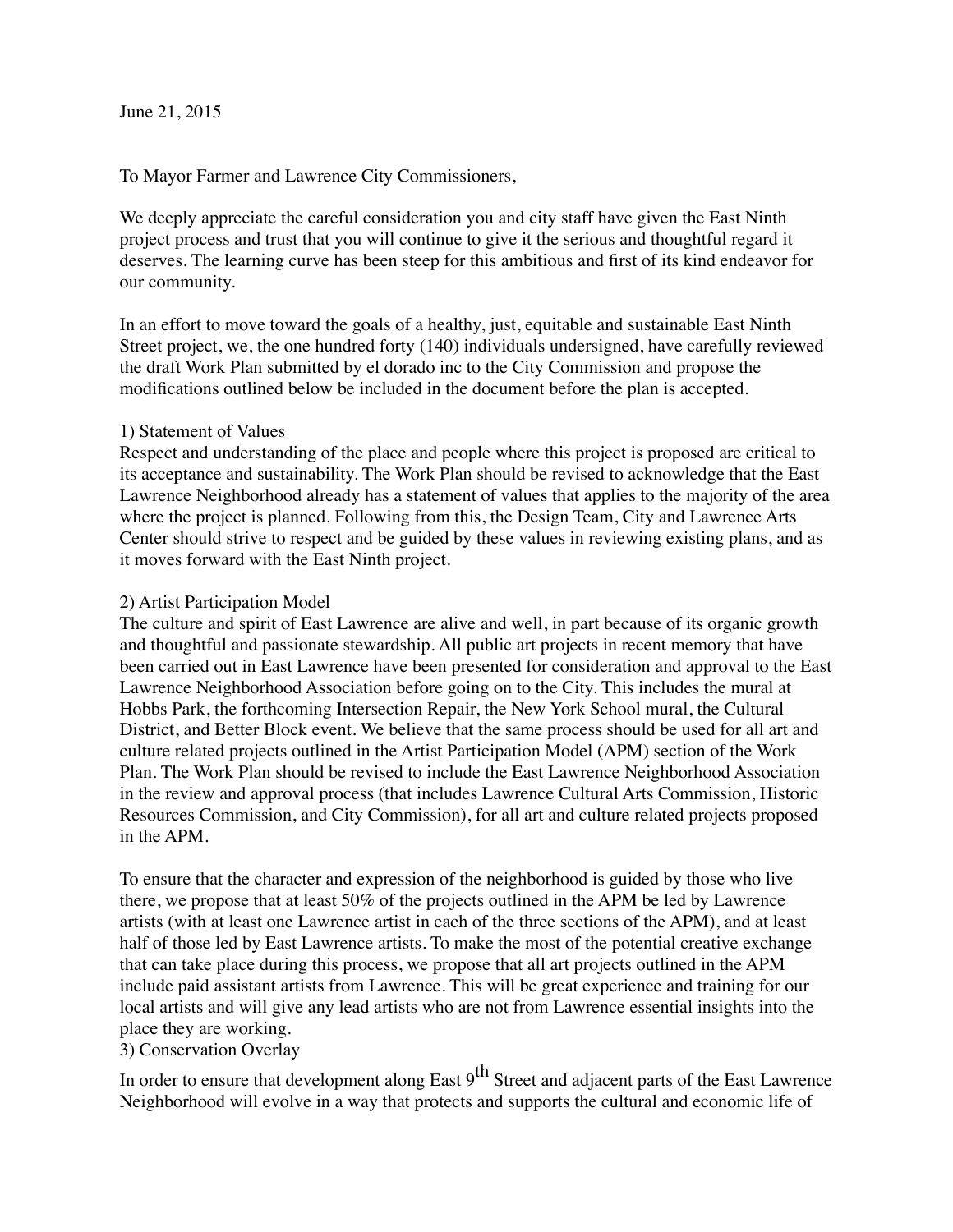June 21, 2015

To Mayor Farmer and Lawrence City Commissioners,

We deeply appreciate the careful consideration you and city staff have given the East Ninth project process and trust that you will continue to give it the serious and thoughtful regard it deserves. The learning curve has been steep for this ambitious and first of its kind endeavor for our community.

In an effort to move toward the goals of a healthy, just, equitable and sustainable East Ninth Street project, we, the one hundred forty (140) individuals undersigned, have carefully reviewed the draft Work Plan submitted by el dorado inc to the City Commission and propose the modifications outlined below be included in the document before the plan is accepted.

1) Statement of Values

Respect and understanding of the place and people where this project is proposed are critical to its acceptance and sustainability. The Work Plan should be revised to acknowledge that the East Lawrence Neighborhood already has a statement of values that applies to the majority of the area where the project is planned. Following from this, the Design Team, City and Lawrence Arts Center should strive to respect and be guided by these values in reviewing existing plans, and as it moves forward with the East Ninth project.

2) Artist Participation Model

The culture and spirit of East Lawrence are alive and well, in part because of its organic growth and thoughtful and passionate stewardship. All public art projects in recent memory that have been carried out in East Lawrence have been presented for consideration and approval to the East Lawrence Neighborhood Association before going on to the City. This includes the mural at Hobbs Park, the forthcoming Intersection Repair, the New York School mural, the Cultural District, and Better Block event. We believe that the same process should be used for all art and culture related projects outlined in the Artist Participation Model (APM) section of the Work Plan. The Work Plan should be revised to include the East Lawrence Neighborhood Association in the review and approval process (that includes Lawrence Cultural Arts Commission, Historic Resources Commission, and City Commission), for all art and culture related projects proposed in the APM.

To ensure that the character and expression of the neighborhood is guided by those who live there, we propose that at least 50% of the projects outlined in the APM be led by Lawrence artists (with at least one Lawrence artist in each of the three sections of the APM), and at least half of those led by East Lawrence artists. To make the most of the potential creative exchange that can take place during this process, we propose that all art projects outlined in the APM include paid assistant artists from Lawrence. This will be great experience and training for our local artists and will give any lead artists who are not from Lawrence essential insights into the place they are working.

3) Conservation Overlay

In order to ensure that development along East 9th Street and adjacent parts of the East Lawrence Neighborhood will evolve in a way that protects and supports the cultural and economic life of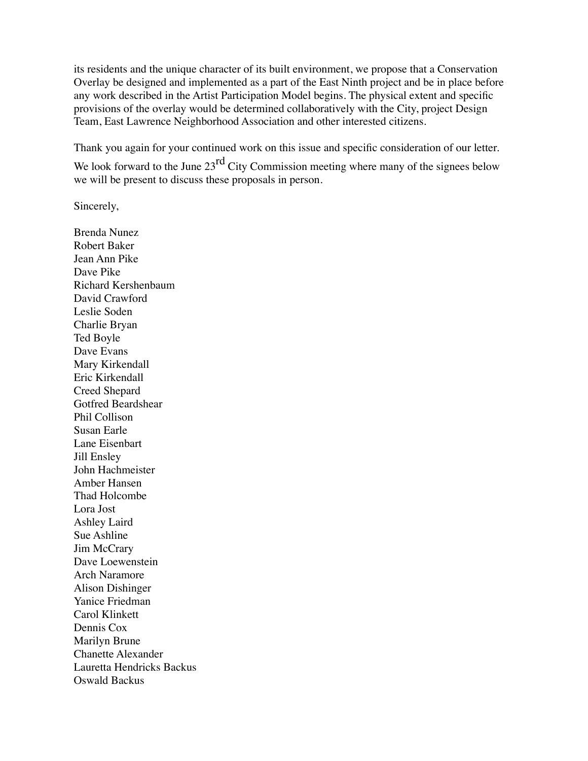its residents and the unique character of its built environment, we propose that a Conservation Overlay be designed and implemented as a part of the East Ninth project and be in place before any work described in the Artist Participation Model begins. The physical extent and specific provisions of the overlay would be determined collaboratively with the City, project Design Team, East Lawrence Neighborhood Association and other interested citizens.

Thank you again for your continued work on this issue and specific consideration of our letter. We look forward to the June 23rd City Commission meeting where many of the signees below we will be present to discuss these proposals in person.

Sincerely,

Brenda Nunez
Robert Baker
Jean Ann Pike
Dave Pike
Richard Kershenbaum
David Crawford
Leslie Soden
Charlie Bryan
Ted Boyle
Dave Evans
Mary Kirkendall
Eric Kirkendall
Creed Shepard
Gotfred Beardshear
Phil Collison
Susan Earle
Lane Eisenbart
Jill Ensley
John Hachmeister
Amber Hansen
Thad Holcombe
Lora Jost
Ashley Laird
Sue Ashline
Jim McCrary
Dave Loewenstein
Arch Naramore
Alison Dishinger
Yanice Friedman
Carol Klinkett
Dennis Cox
Marilyn Brune
Chanette Alexander
Lauretta Hendricks Backus
Oswald Backus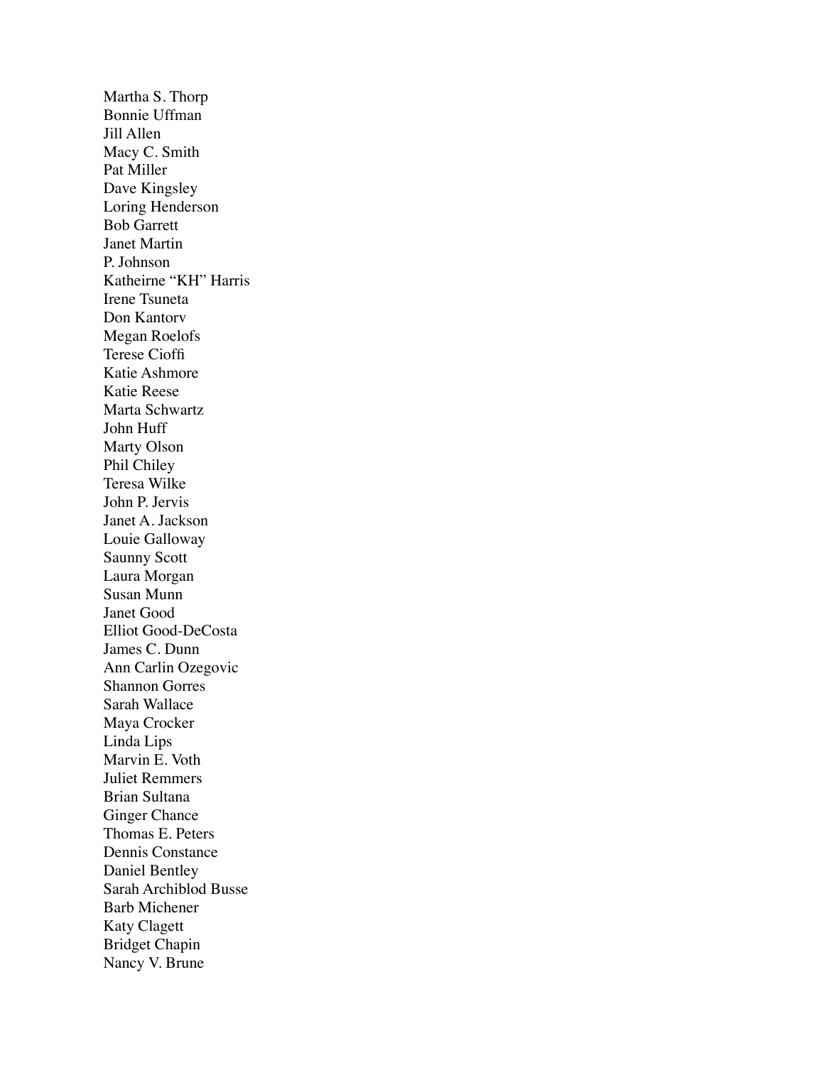Martha S. Thorp
Bonnie Uffman
Jill Allen
Macy C. Smith
Pat Miller
Dave Kingsley
Loring Henderson
Bob Garrett
Janet Martin
P. Johnson
Katheirne “KH” Harris
Irene Tsuneta
Don Kantorv
Megan Roelofs
Terese Cioffi
Katie Ashmore
Katie Reese
Marta Schwartz
John Huff
Marty Olson
Phil Chiley
Teresa Wilke
John P. Jervis
Janet A. Jackson
Louie Galloway
Saunny Scott
Laura Morgan
Susan Munn
Janet Good
Elliot Good-DeCosta
James C. Dunn
Ann Carlin Ozegovic
Shannon Gorres
Sarah Wallace
Maya Crocker
Linda Lips
Marvin E. Voth
Juliet Remmers
Brian Sultana
Ginger Chance
Thomas E. Peters
Dennis Constance
Daniel Bentley
Sarah Archiblod Busse
Barb Michener
Katy Clagett
Bridget Chapin
Nancy V. Brune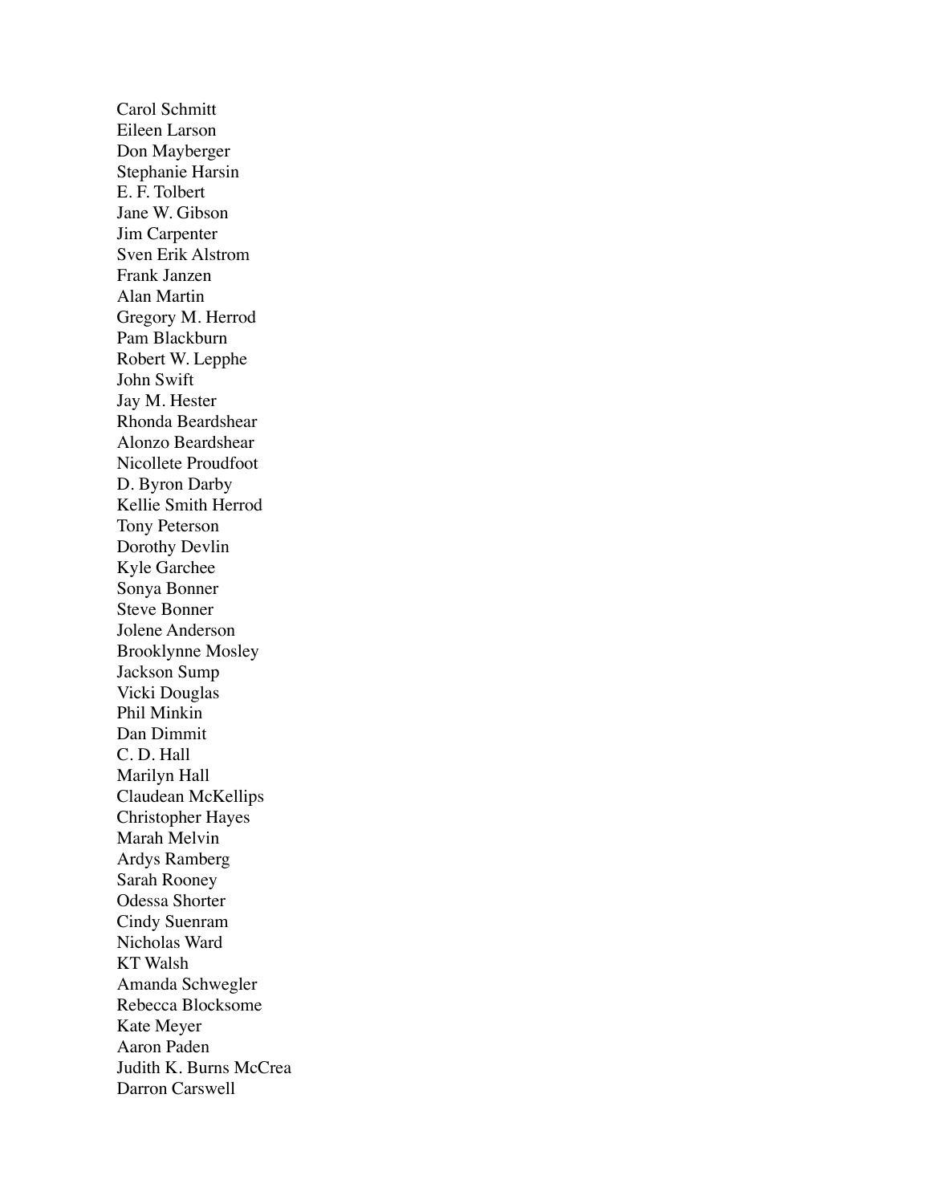Carol Schmitt
Eileen Larson
Don Mayberger
Stephanie Harsin
E. F. Tolbert
Jane W. Gibson
Jim Carpenter
Sven Erik Alstrom
Frank Janzen
Alan Martin
Gregory M. Herrod
Pam Blackburn
Robert W. Lepphe
John Swift
Jay M. Hester
Rhonda Beardshear
Alonzo Beardshear
Nicollete Proudfoot
D. Byron Darby
Kellie Smith Herrod
Tony Peterson
Dorothy Devlin
Kyle Garchee
Sonya Bonner
Steve Bonner
Jolene Anderson
Brooklynne Mosley
Jackson Sump
Vicki Douglas
Phil Minkin
Dan Dimmit
C. D. Hall
Marilyn Hall
Claudean McKellips
Christopher Hayes
Marah Melvin
Ardys Ramberg
Sarah Rooney
Odessa Shorter
Cindy Suenram
Nicholas Ward
KT Walsh
Amanda Schwegler
Rebecca Blocksome
Kate Meyer
Aaron Paden
Judith K. Burns McCrea
Darron Carswell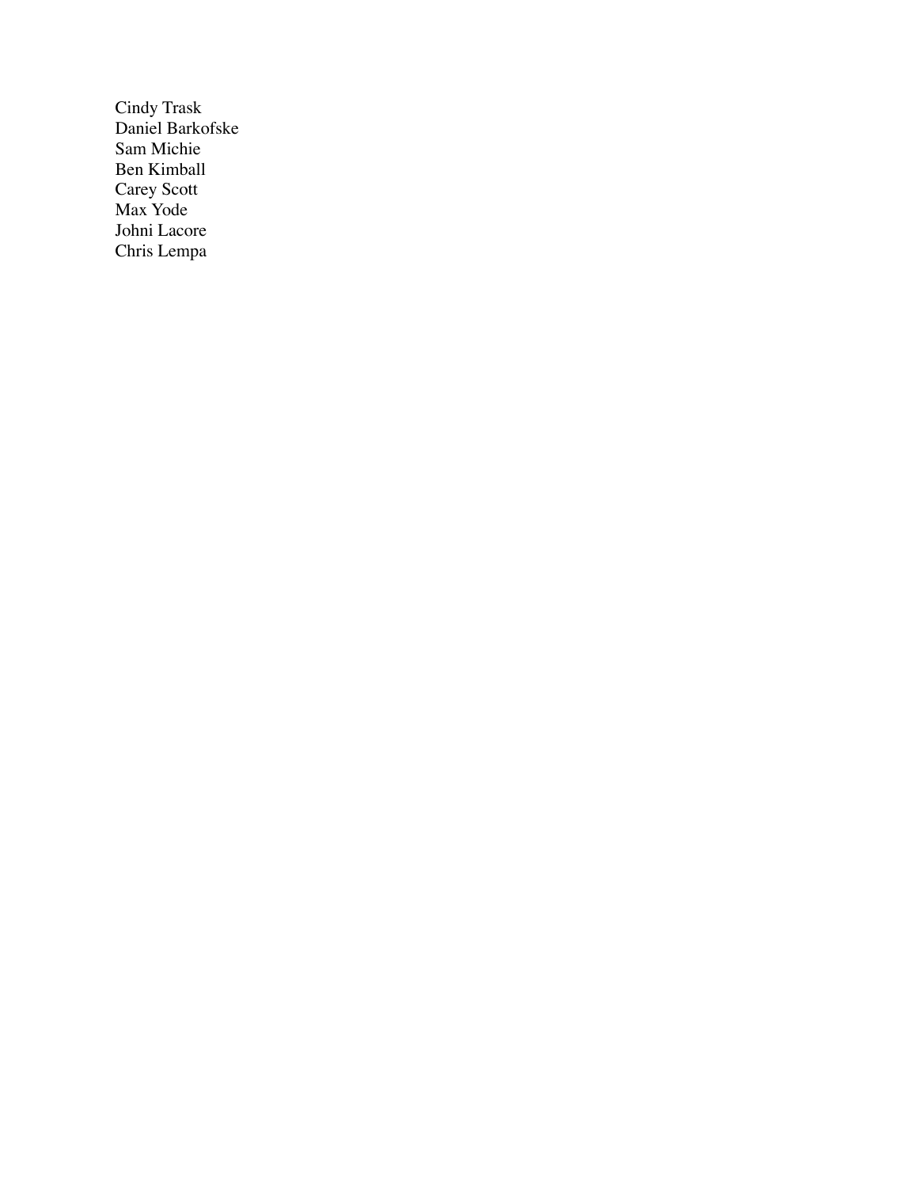Cindy Trask
Daniel Barkofske
Sam Michie
Ben Kimball
Carey Scott
Max Yode
Johni Lacore
Chris Lempa